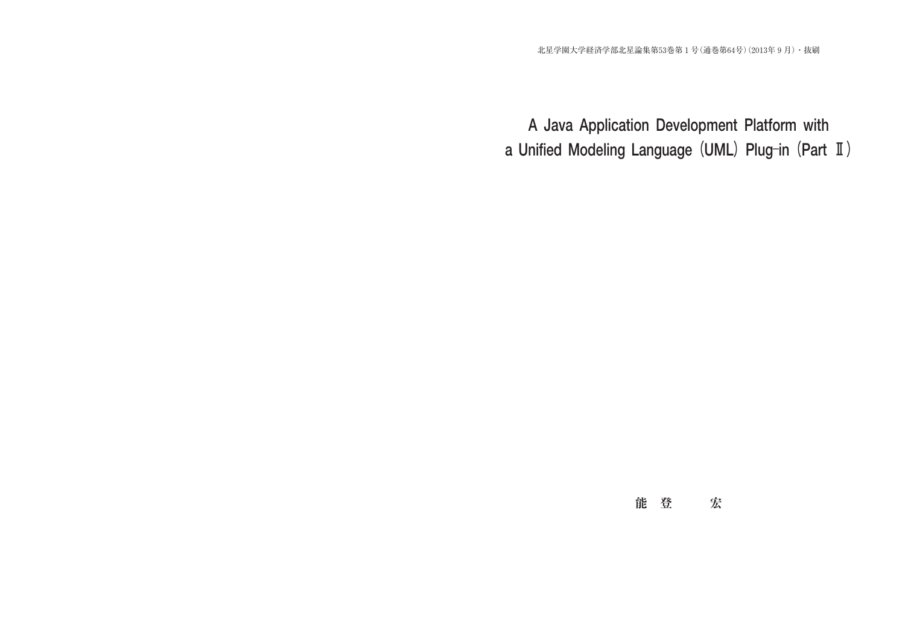北星学園大学経済学部北星論集第53巻第１号(通巻第64号)(2013年９月)・抜刷

# A Java Application Development Platform with a Unified Modeling Language (UML) Plug-in (Part Ⅱ)

能　登　　　宏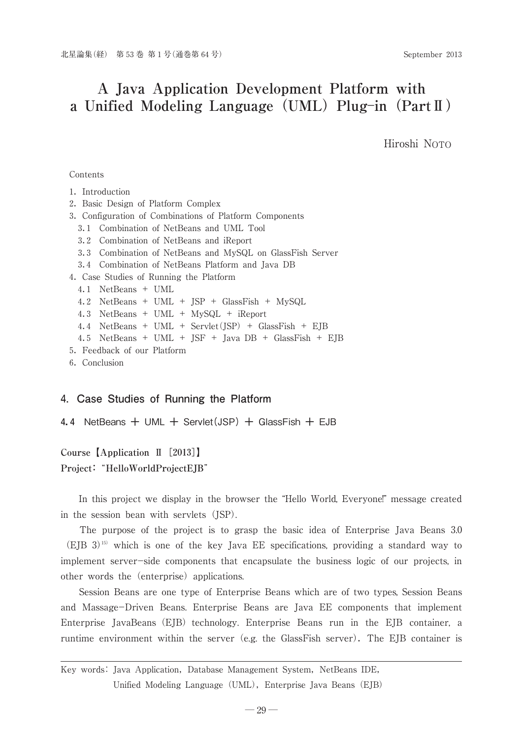# A Java Application Development Platform with a Unified Modeling Language (UML) Plug-in (Part Ⅱ)

Hiroshi NOTO

Contents

1. Introduction
2. Basic Design of Platform Complex
3. Configuration of Combinations of Platform Components
   - 3.1 Combination of NetBeans and UML Tool
   - 3.2 Combination of NetBeans and iReport
   - 3.3 Combination of NetBeans and MySQL on GlassFish Server
   - 3.4 Combination of NetBeans Platform and Java DB
4. Case Studies of Running the Platform
   - 4.1 NetBeans + UML
   - 4.2 NetBeans + UML + JSP + GlassFish + MySQL
   - 4.3 NetBeans + UML + MySQL + iReport
   - 4.4 NetBeans + UML + Servlet(JSP) + GlassFish + EJB
   - 4.5 NetBeans + UML + JSF + Java DB + GlassFish + EJB
5. Feedback of our Platform
6. Conclusion

## 4. Case Studies of Running the Platform

### 4.4 NetBeans ＋ UML ＋ Servlet(JSP) ＋ GlassFish ＋ EJB

**Course【Application Ⅱ [2013]】**
**Project: "HelloWorldProjectEJB"**

In this project we display in the browser the "Hello World, Everyone!" message created in the session bean with servlets (JSP).

The purpose of the project is to grasp the basic idea of Enterprise Java Beans 3.0 (EJB 3)[15] which is one of the key Java EE specifications, providing a standard way to implement server-side components that encapsulate the business logic of our projects, in other words the (enterprise) applications.

Session Beans are one type of Enterprise Beans which are of two types, Session Beans and Massage-Driven Beans. Enterprise Beans are Java EE components that implement Enterprise JavaBeans (EJB) technology. Enterprise Beans run in the EJB container, a runtime environment within the server (e.g. the GlassFish server). The EJB container is

Key words: Java Application, Database Management System, NetBeans IDE, Unified Modeling Language (UML), Enterprise Java Beans (EJB)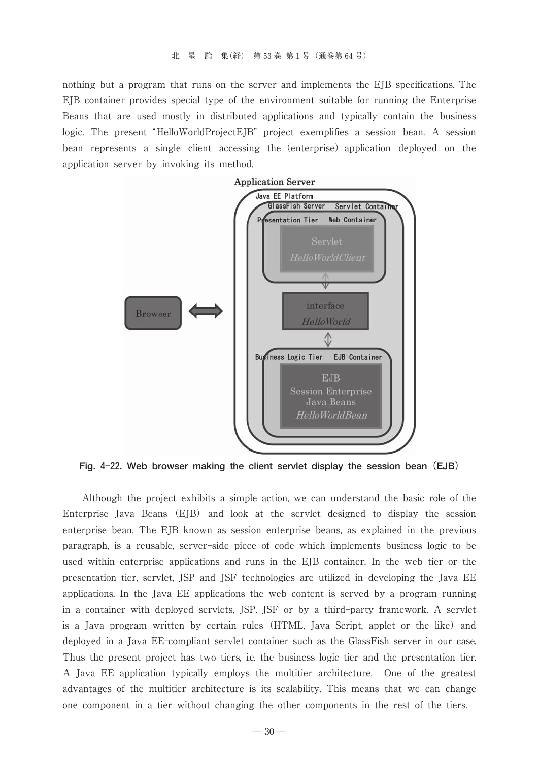nothing but a program that runs on the server and implements the EJB specifications. The EJB container provides special type of the environment suitable for running the Enterprise Beans that are used mostly in distributed applications and typically contain the business logic. The present "HelloWorldProjectEJB" project exemplifies a session bean. A session bean represents a single client accessing the (enterprise) application deployed on the application server by invoking its method.

**Fig. 4-22. Web browser making the client servlet display the session bean (EJB)**

Although the project exhibits a simple action, we can understand the basic role of the Enterprise Java Beans (EJB) and look at the servlet designed to display the session enterprise bean. The EJB known as session enterprise beans, as explained in the previous paragraph, is a reusable, server-side piece of code which implements business logic to be used within enterprise applications and runs in the EJB container. In the web tier or the presentation tier, servlet, JSP and JSF technologies are utilized in developing the Java EE applications. In the Java EE applications the web content is served by a program running in a container with deployed servlets, JSP, JSF or by a third-party framework. A servlet is a Java program written by certain rules (HTML, Java Script, applet or the like) and deployed in a Java EE-compliant servlet container such as the GlassFish server in our case. Thus the present project has two tiers, i.e. the business logic tier and the presentation tier. A Java EE application typically employs the multitier architecture. One of the greatest advantages of the multitier architecture is its scalability. This means that we can change one component in a tier without changing the other components in the rest of the tiers.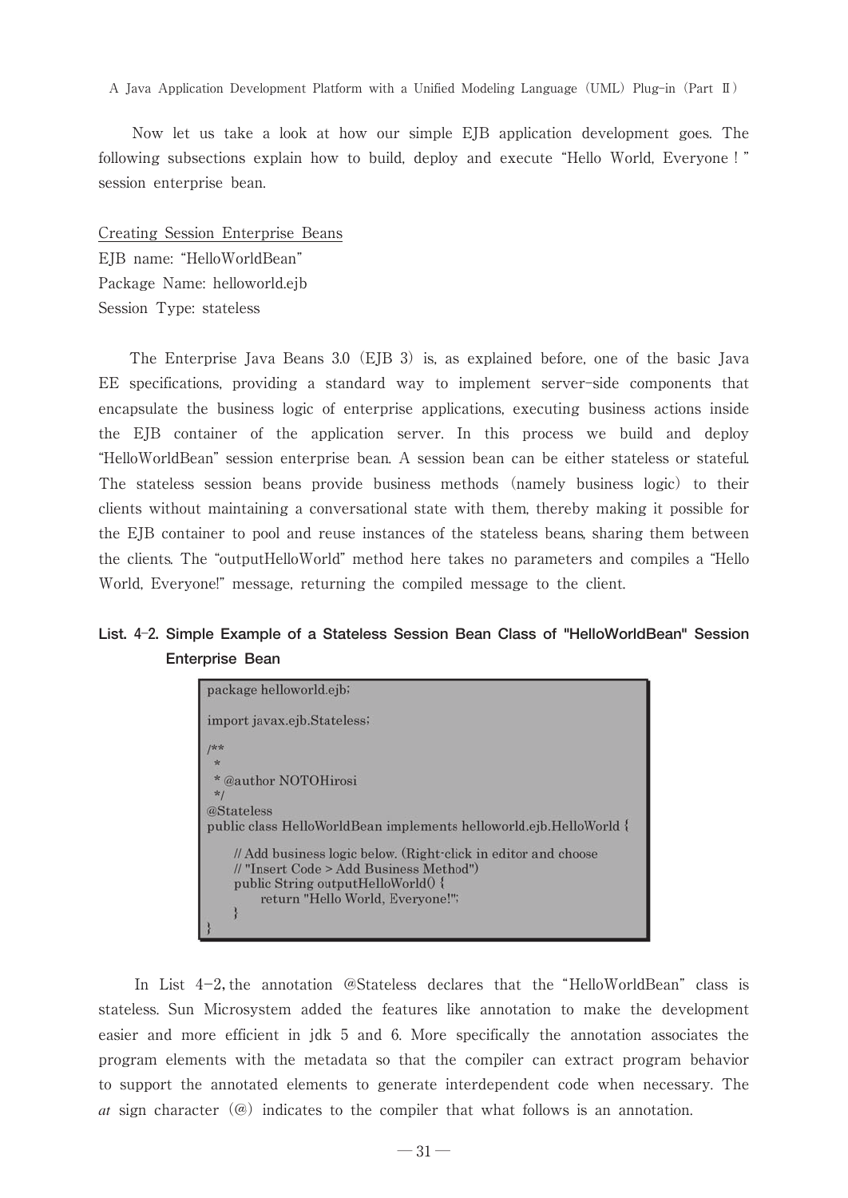Now let us take a look at how our simple EJB application development goes. The following subsections explain how to build, deploy and execute "Hello World, Everyone ! " session enterprise bean.

Creating Session Enterprise Beans
EJB name: "HelloWorldBean"
Package Name: helloworld.ejb
Session Type: stateless

The Enterprise Java Beans 3.0 (EJB 3) is, as explained before, one of the basic Java EE specifications, providing a standard way to implement server-side components that encapsulate the business logic of enterprise applications, executing business actions inside the EJB container of the application server. In this process we build and deploy "HelloWorldBean" session enterprise bean. A session bean can be either stateless or stateful. The stateless session beans provide business methods (namely business logic) to their clients without maintaining a conversational state with them, thereby making it possible for the EJB container to pool and reuse instances of the stateless beans, sharing them between the clients. The "outputHelloWorld" method here takes no parameters and compiles a "Hello World, Everyone!" message, returning the compiled message to the client.

**List. 4-2. Simple Example of a Stateless Session Bean Class of "HelloWorldBean" Session Enterprise Bean**

```
package helloworld.ejb;

import javax.ejb.Stateless;

/**
 *
 * @author NOTOHirosi
 */
@Stateless
public class HelloWorldBean implements helloworld.ejb.HelloWorld {

    // Add business logic below. (Right-click in editor and choose
    // "Insert Code > Add Business Method")
    public String outputHelloWorld() {
        return "Hello World, Everyone!";
    }
}
```

In List 4-2, the annotation @Stateless declares that the "HelloWorldBean" class is stateless. Sun Microsystem added the features like annotation to make the development easier and more efficient in jdk 5 and 6. More specifically the annotation associates the program elements with the metadata so that the compiler can extract program behavior to support the annotated elements to generate interdependent code when necessary. The *at* sign character (@) indicates to the compiler that what follows is an annotation.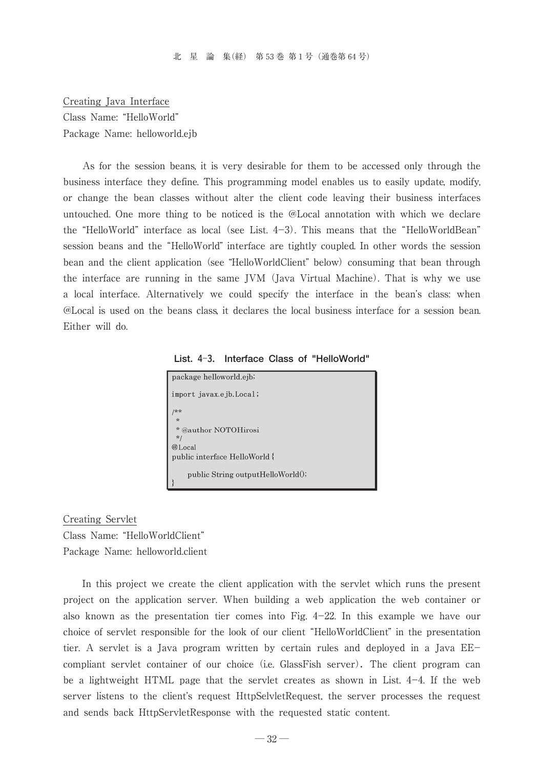Creating Java Interface
Class Name: “HelloWorld”
Package Name: helloworld.ejb

As for the session beans, it is very desirable for them to be accessed only through the business interface they define. This programming model enables us to easily update, modify, or change the bean classes without alter the client code leaving their business interfaces untouched. One more thing to be noticed is the @Local annotation with which we declare the “HelloWorld” interface as local (see List. 4–3). This means that the “HelloWorldBean” session beans and the “HelloWorld” interface are tightly coupled. In other words the session bean and the client application (see “HelloWorldClient” below) consuming that bean through the interface are running in the same JVM (Java Virtual Machine). That is why we use a local interface. Alternatively we could specify the interface in the bean’s class: when @Local is used on the beans class, it declares the local business interface for a session bean. Either will do.

**List. 4–3. Interface Class of "HelloWorld"**

```
package helloworld.ejb;

import javax.ejb.Local;

/**
 *
 * @author NOTOHirosi
 */
@Local
public interface HelloWorld {

    public String outputHelloWorld();
}
```

Creating Servlet
Class Name: “HelloWorldClient”
Package Name: helloworld.client

In this project we create the client application with the servlet which runs the present project on the application server. When building a web application the web container or also known as the presentation tier comes into Fig. 4–22. In this example we have our choice of servlet responsible for the look of our client “HelloWorldClient” in the presentation tier. A servlet is a Java program written by certain rules and deployed in a Java EE-compliant servlet container of our choice (i.e. GlassFish server). The client program can be a lightweight HTML page that the servlet creates as shown in List. 4–4. If the web server listens to the client’s request HttpSelvletRequest, the server processes the request and sends back HttpServletResponse with the requested static content.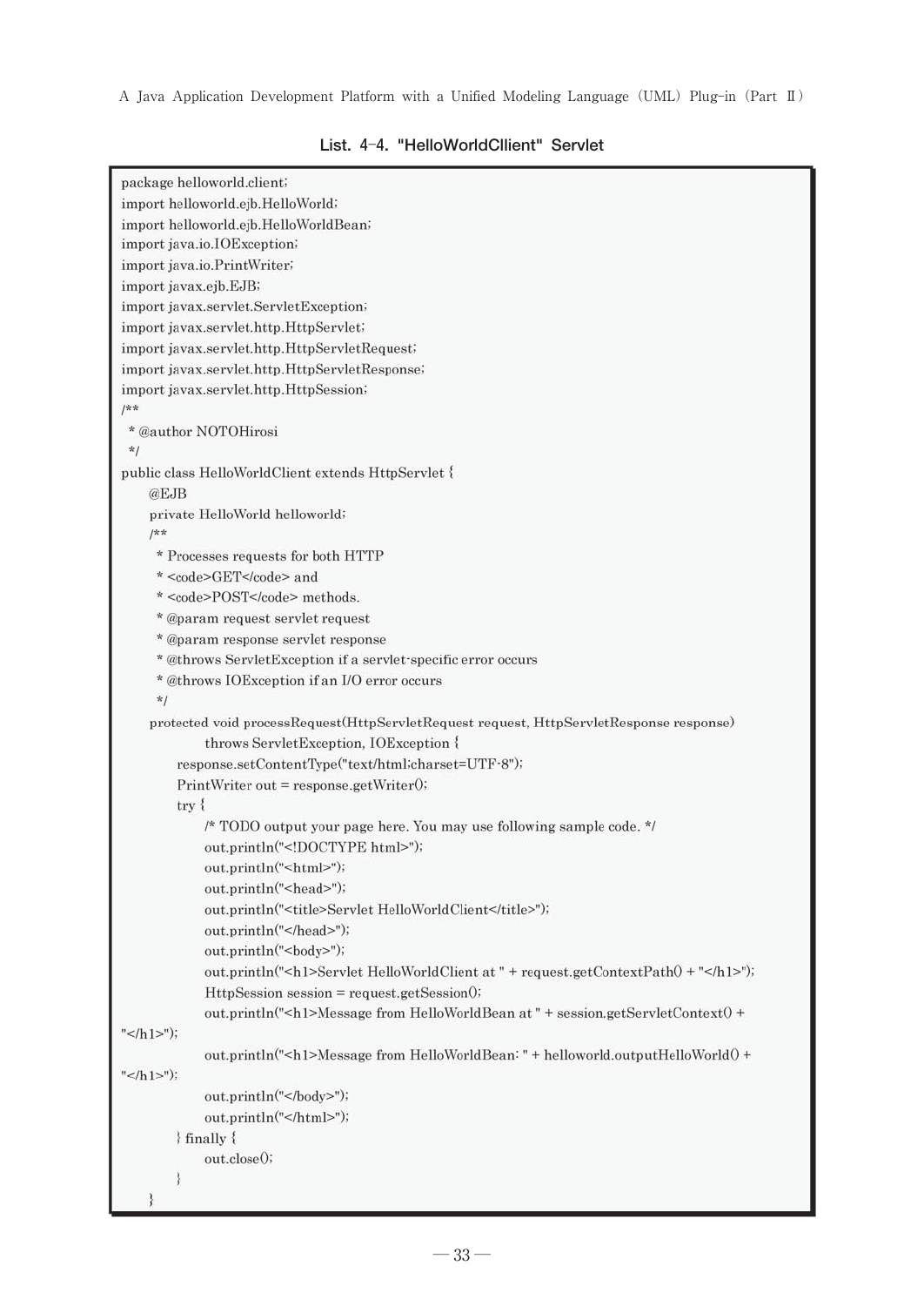**List. 4-4. "HelloWorldCllient" Servlet**

```
package helloworld.client;
import helloworld.ejb.HelloWorld;
import helloworld.ejb.HelloWorldBean;
import java.io.IOException;
import java.io.PrintWriter;
import javax.ejb.EJB;
import javax.servlet.ServletException;
import javax.servlet.http.HttpServlet;
import javax.servlet.http.HttpServletRequest;
import javax.servlet.http.HttpServletResponse;
import javax.servlet.http.HttpSession;
/**
 * @author NOTOHirosi
 */
public class HelloWorldClient extends HttpServlet {
    @EJB
    private HelloWorld helloworld;
    /**
     * Processes requests for both HTTP
     * <code>GET</code> and
     * <code>POST</code> methods.
     * @param request servlet request
     * @param response servlet response
     * @throws ServletException if a servlet-specific error occurs
     * @throws IOException if an I/O error occurs
     */
    protected void processRequest(HttpServletRequest request, HttpServletResponse response)
            throws ServletException, IOException {
        response.setContentType("text/html;charset=UTF-8");
        PrintWriter out = response.getWriter();
        try {
            /* TODO output your page here. You may use following sample code. */
            out.println("<!DOCTYPE html>");
            out.println("<html>");
            out.println("<head>");
            out.println("<title>Servlet HelloWorldClient</title>");
            out.println("</head>");
            out.println("<body>");
            out.println("<h1>Servlet HelloWorldClient at " + request.getContextPath() + "</h1>");
            HttpSession session = request.getSession();
            out.println("<h1>Message from HelloWorldBean at " + session.getServletContext() +
"</h1>");
            out.println("<h1>Message from HelloWorldBean: " + helloworld.outputHelloWorld() +
"</h1>");
            out.println("</body>");
            out.println("</html>");
        } finally {
            out.close();
        }
    }
```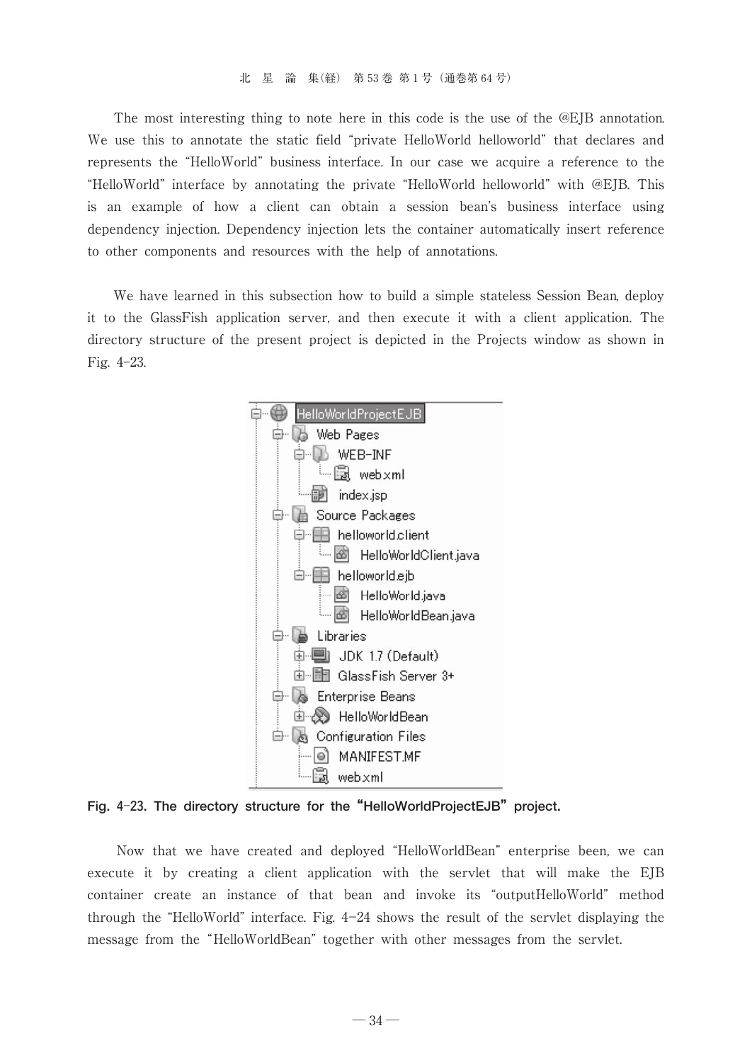The most interesting thing to note here in this code is the use of the @EJB annotation. We use this to annotate the static field "private HelloWorld helloworld" that declares and represents the "HelloWorld" business interface. In our case we acquire a reference to the "HelloWorld" interface by annotating the private "HelloWorld helloworld" with @EJB. This is an example of how a client can obtain a session bean's business interface using dependency injection. Dependency injection lets the container automatically insert reference to other components and resources with the help of annotations.

We have learned in this subsection how to build a simple stateless Session Bean, deploy it to the GlassFish application server, and then execute it with a client application. The directory structure of the present project is depicted in the Projects window as shown in Fig. 4-23.

```
HelloWorldProjectEJB
├─ Web Pages
│  ├─ WEB-INF
│  │  └─ web.xml
│  └─ index.jsp
├─ Source Packages
│  ├─ helloworld.client
│  │  └─ HelloWorldClient.java
│  └─ helloworld.ejb
│     ├─ HelloWorld.java
│     └─ HelloWorldBean.java
├─ Libraries
│  ├─ JDK 1.7 (Default)
│  └─ GlassFish Server 3+
├─ Enterprise Beans
│  └─ HelloWorldBean
└─ Configuration Files
   ├─ MANIFEST.MF
   └─ web.xml
```

**Fig. 4-23. The directory structure for the "HelloWorldProjectEJB" project.**

Now that we have created and deployed "HelloWorldBean" enterprise been, we can execute it by creating a client application with the servlet that will make the EJB container create an instance of that bean and invoke its "outputHelloWorld" method through the "HelloWorld" interface. Fig. 4-24 shows the result of the servlet displaying the message from the "HelloWorldBean" together with other messages from the servlet.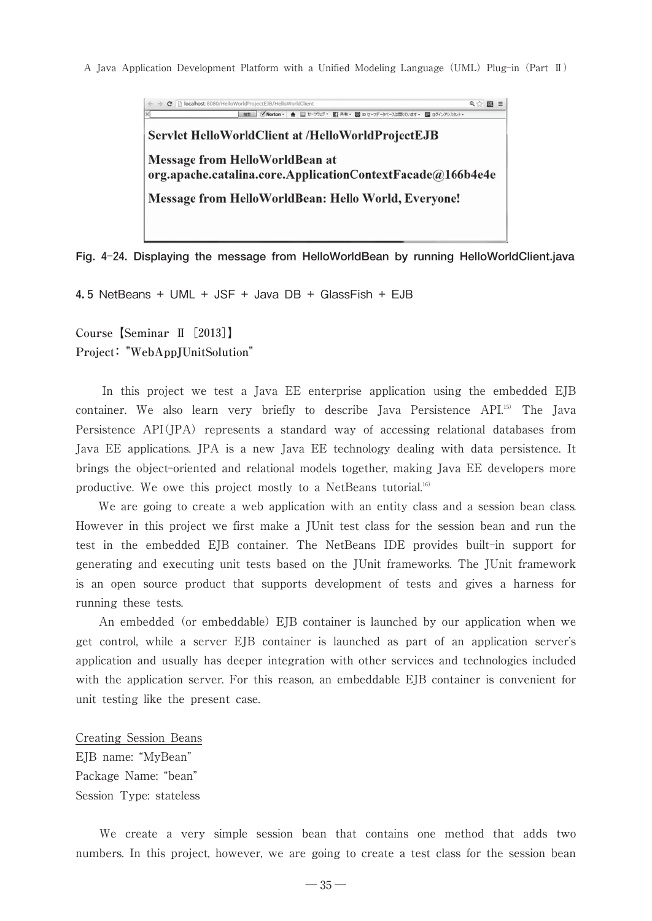Fig. 4-24. Displaying the message from HelloWorldBean by running HelloWorldClient.java

## 4.5 NetBeans + UML + JSF + Java DB + GlassFish + EJB

**Course【Seminar Ⅱ [2013]】**
**Project: "WebAppJUnitSolution"**

In this project we test a Java EE enterprise application using the embedded EJB container. We also learn very briefly to describe Java Persistence API.[15] The Java Persistence API(JPA) represents a standard way of accessing relational databases from Java EE applications. JPA is a new Java EE technology dealing with data persistence. It brings the object-oriented and relational models together, making Java EE developers more productive. We owe this project mostly to a NetBeans tutorial.[16]

We are going to create a web application with an entity class and a session bean class. However in this project we first make a JUnit test class for the session bean and run the test in the embedded EJB container. The NetBeans IDE provides built-in support for generating and executing unit tests based on the JUnit frameworks. The JUnit framework is an open source product that supports development of tests and gives a harness for running these tests.

An embedded (or embeddable) EJB container is launched by our application when we get control, while a server EJB container is launched as part of an application server's application and usually has deeper integration with other services and technologies included with the application server. For this reason, an embeddable EJB container is convenient for unit testing like the present case.

<u>Creating Session Beans</u>
EJB name: "MyBean"
Package Name: "bean"
Session Type: stateless

We create a very simple session bean that contains one method that adds two numbers. In this project, however, we are going to create a test class for the session bean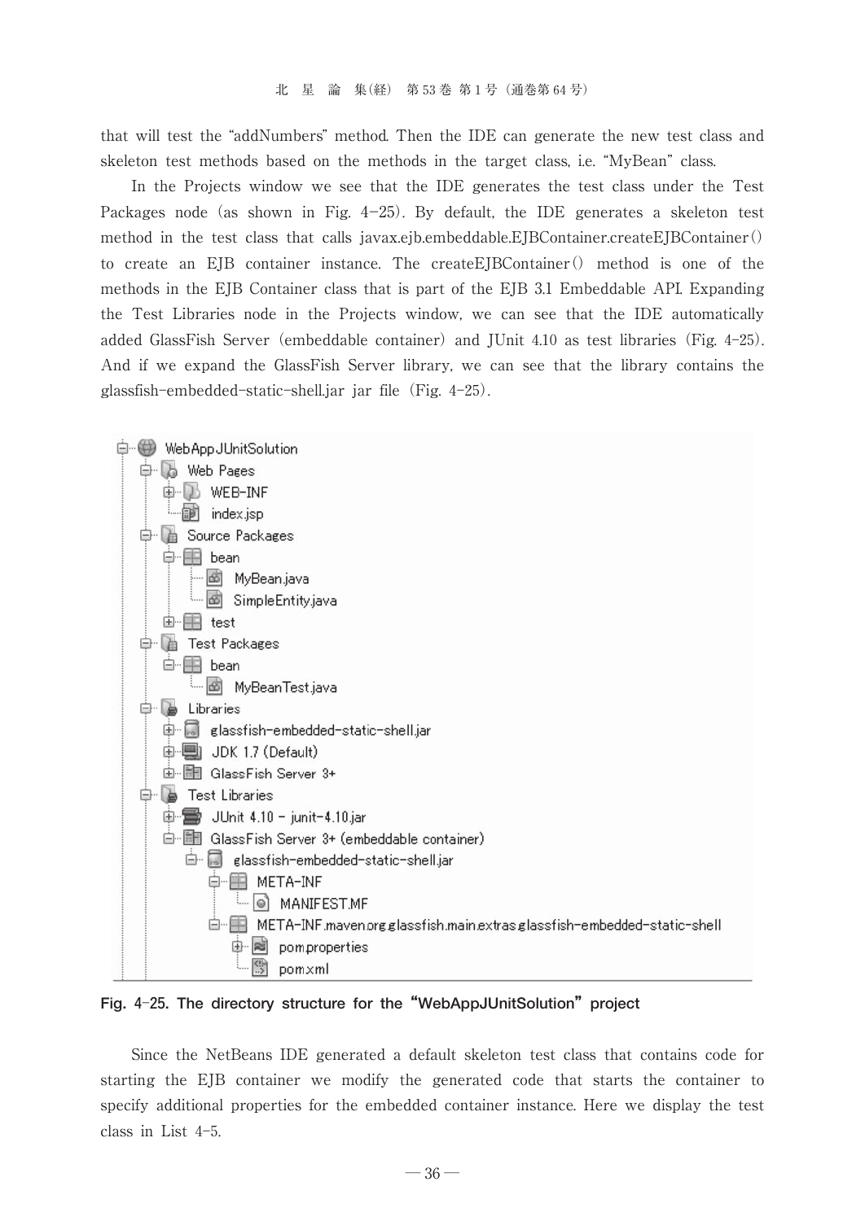that will test the "addNumbers" method. Then the IDE can generate the new test class and skeleton test methods based on the methods in the target class, i.e. "MyBean" class.

In the Projects window we see that the IDE generates the test class under the Test Packages node (as shown in Fig. 4-25). By default, the IDE generates a skeleton test method in the test class that calls javax.ejb.embeddable.EJBContainer.createEJBContainer() to create an EJB container instance. The createEJBContainer() method is one of the methods in the EJB Container class that is part of the EJB 3.1 Embeddable API. Expanding the Test Libraries node in the Projects window, we can see that the IDE automatically added GlassFish Server (embeddable container) and JUnit 4.10 as test libraries (Fig. 4-25). And if we expand the GlassFish Server library, we can see that the library contains the glassfish-embedded-static-shell.jar jar file (Fig. 4-25).

```
WebAppJUnitSolution
├─ Web Pages
│  ├─ WEB-INF
│  └─ index.jsp
├─ Source Packages
│  ├─ bean
│  │  ├─ MyBean.java
│  │  └─ SimpleEntity.java
│  └─ test
├─ Test Packages
│  └─ bean
│     └─ MyBeanTest.java
├─ Libraries
│  ├─ glassfish-embedded-static-shell.jar
│  ├─ JDK 1.7 (Default)
│  └─ GlassFish Server 3+
└─ Test Libraries
   ├─ JUnit 4.10 - junit-4.10.jar
   └─ GlassFish Server 3+ (embeddable container)
      └─ glassfish-embedded-static-shell.jar
         ├─ META-INF
         │  └─ MANIFEST.MF
         └─ META-INF.maven.org.glassfish.main.extras.glassfish-embedded-static-shell
            ├─ pom.properties
            └─ pom.xml
```

**Fig. 4-25. The directory structure for the "WebAppJUnitSolution" project**

Since the NetBeans IDE generated a default skeleton test class that contains code for starting the EJB container we modify the generated code that starts the container to specify additional properties for the embedded container instance. Here we display the test class in List 4-5.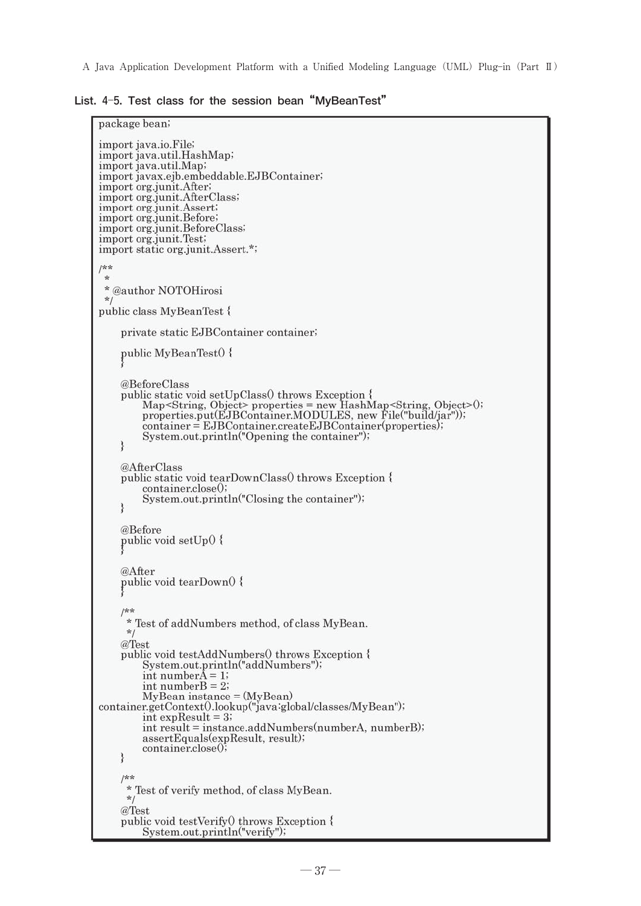**List. 4-5. Test class for the session bean "MyBeanTest"**

```
package bean;

import java.io.File;
import java.util.HashMap;
import java.util.Map;
import javax.ejb.embeddable.EJBContainer;
import org.junit.After;
import org.junit.AfterClass;
import org.junit.Assert;
import org.junit.Before;
import org.junit.BeforeClass;
import org.junit.Test;
import static org.junit.Assert.*;

/**
 *
 * @author NOTOHirosi
 */
public class MyBeanTest {

    private static EJBContainer container;

    public MyBeanTest() {
    }

    @BeforeClass
    public static void setUpClass() throws Exception {
        Map<String, Object> properties = new HashMap<String, Object>();
        properties.put(EJBContainer.MODULES, new File("build/jar"));
        container = EJBContainer.createEJBContainer(properties);
        System.out.println("Opening the container");
    }

    @AfterClass
    public static void tearDownClass() throws Exception {
        container.close();
        System.out.println("Closing the container");
    }

    @Before
    public void setUp() {
    }

    @After
    public void tearDown() {
    }

    /**
     * Test of addNumbers method, of class MyBean.
     */
    @Test
    public void testAddNumbers() throws Exception {
        System.out.println("addNumbers");
        int numberA = 1;
        int numberB = 2;
        MyBean instance = (MyBean)
container.getContext().lookup("java:global/classes/MyBean");
        int expResult = 3;
        int result = instance.addNumbers(numberA, numberB);
        assertEquals(expResult, result);
        container.close();
    }

    /**
     * Test of verify method, of class MyBean.
     */
    @Test
    public void testVerify() throws Exception {
        System.out.println("verify");
```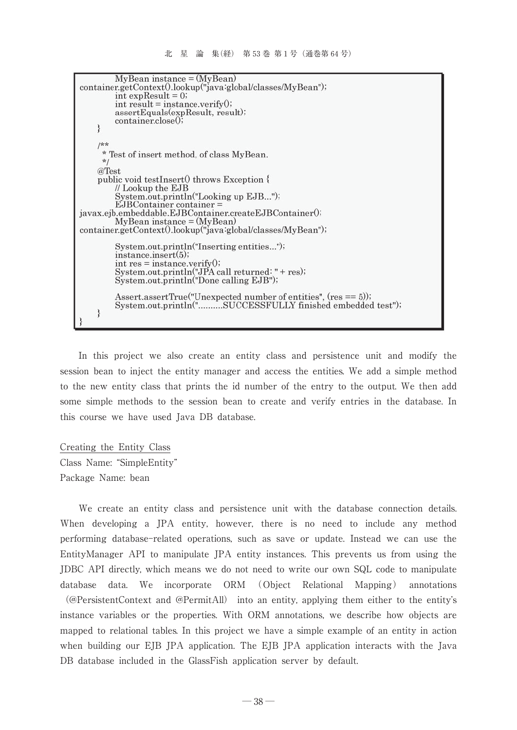```
        MyBean instance = (MyBean)
container.getContext().lookup("java:global/classes/MyBean");
        int expResult = 0;
        int result = instance.verify();
        assertEquals(expResult, result);
        container.close();
    }

    /**
     * Test of insert method, of class MyBean.
     */
    @Test
    public void testInsert() throws Exception {
        // Lookup the EJB
        System.out.println("Looking up EJB...");
        EJBContainer container =
javax.ejb.embeddable.EJBContainer.createEJBContainer();
        MyBean instance = (MyBean)
container.getContext().lookup("java:global/classes/MyBean");

        System.out.println("Inserting entities...");
        instance.insert(5);
        int res = instance.verify();
        System.out.println("JPA call returned: " + res);
        System.out.println("Done calling EJB");

        Assert.assertTrue("Unexpected number of entities", (res == 5));
        System.out.println("..........SUCCESSFULLY finished embedded test");
    }
}
```

In this project we also create an entity class and persistence unit and modify the session bean to inject the entity manager and access the entities. We add a simple method to the new entity class that prints the id number of the entry to the output. We then add some simple methods to the session bean to create and verify entries in the database. In this course we have used Java DB database.

Creating the Entity Class
Class Name: "SimpleEntity"
Package Name: bean

We create an entity class and persistence unit with the database connection details. When developing a JPA entity, however, there is no need to include any method performing database-related operations, such as save or update. Instead we can use the EntityManager API to manipulate JPA entity instances. This prevents us from using the JDBC API directly, which means we do not need to write our own SQL code to manipulate database data. We incorporate ORM (Object Relational Mapping) annotations (@PersistentContext and @PermitAll) into an entity, applying them either to the entity's instance variables or the properties. With ORM annotations, we describe how objects are mapped to relational tables. In this project we have a simple example of an entity in action when building our EJB JPA application. The EJB JPA application interacts with the Java DB database included in the GlassFish application server by default.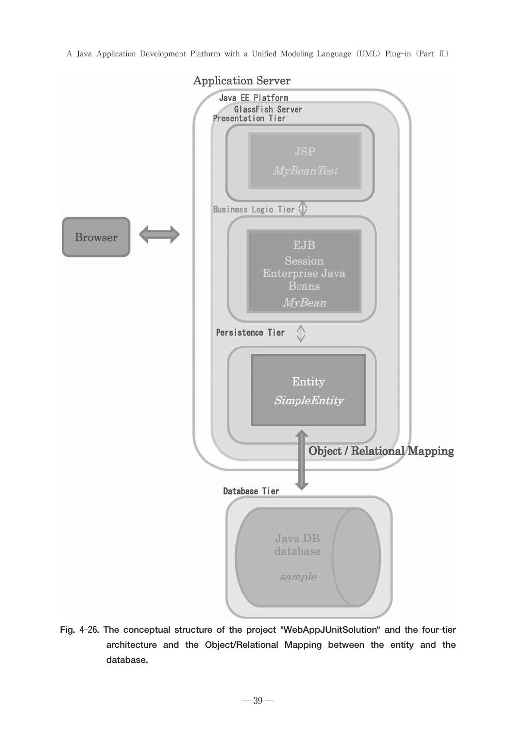Fig. 4-26. The conceptual structure of the project "WebAppJUnitSolution" and the four-tier architecture and the Object/Relational Mapping between the entity and the database.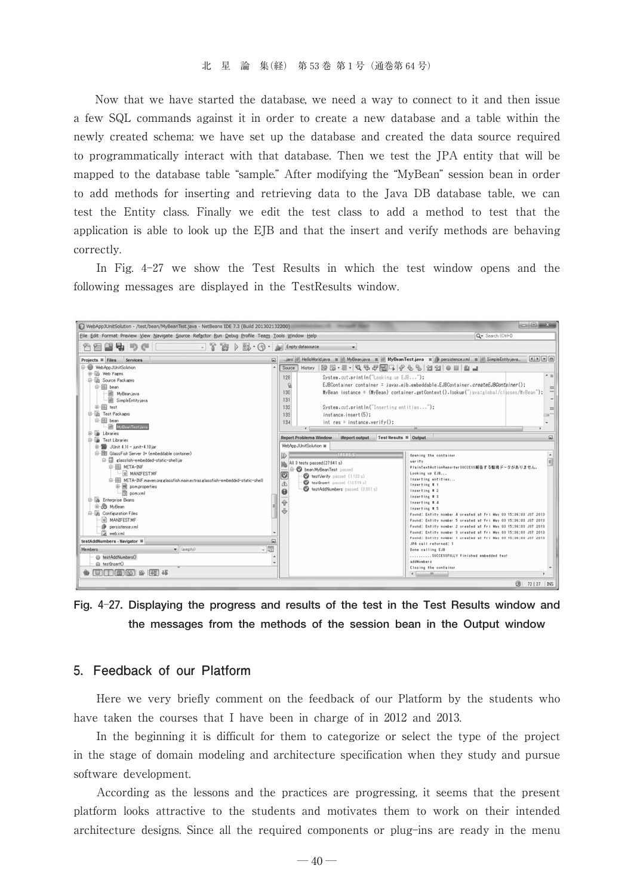Now that we have started the database, we need a way to connect to it and then issue a few SQL commands against it in order to create a new database and a table within the newly created schema: we have set up the database and created the data source required to programmatically interact with that database. Then we test the JPA entity that will be mapped to the database table "sample." After modifying the "MyBean" session bean in order to add methods for inserting and retrieving data to the Java DB database table, we can test the Entity class. Finally we edit the test class to add a method to test that the application is able to look up the EJB and that the insert and verify methods are behaving correctly.

In Fig. 4-27 we show the Test Results in which the test window opens and the following messages are displayed in the TestResults window.

**Fig. 4-27. Displaying the progress and results of the test in the Test Results window and the messages from the methods of the session bean in the Output window**

## 5. Feedback of our Platform

Here we very briefly comment on the feedback of our Platform by the students who have taken the courses that I have been in charge of in 2012 and 2013.

In the beginning it is difficult for them to categorize or select the type of the project in the stage of domain modeling and architecture specification when they study and pursue software development.

According as the lessons and the practices are progressing, it seems that the present platform looks attractive to the students and motivates them to work on their intended architecture designs. Since all the required components or plug-ins are ready in the menu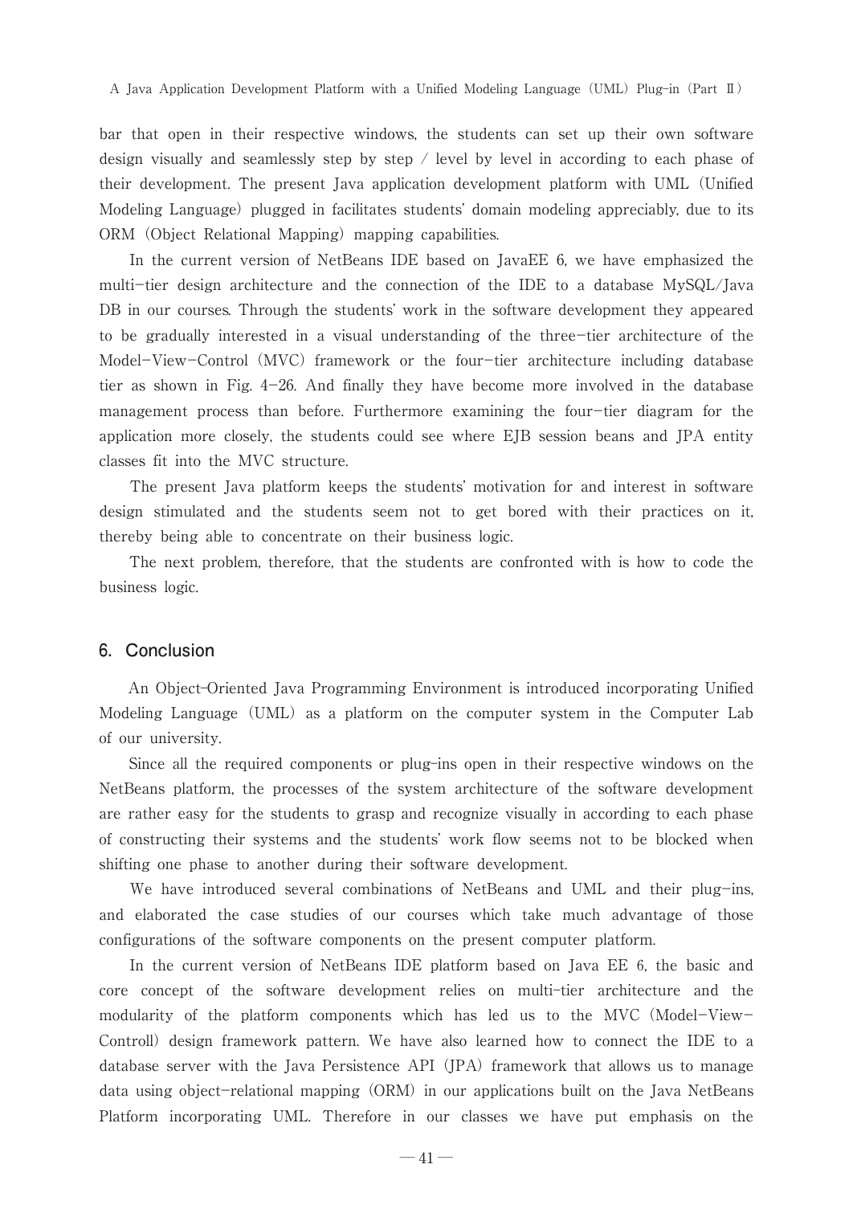bar that open in their respective windows, the students can set up their own software design visually and seamlessly step by step / level by level in according to each phase of their development. The present Java application development platform with UML (Unified Modeling Language) plugged in facilitates students' domain modeling appreciably, due to its ORM (Object Relational Mapping) mapping capabilities.

In the current version of NetBeans IDE based on JavaEE 6, we have emphasized the multi-tier design architecture and the connection of the IDE to a database MySQL/Java DB in our courses. Through the students' work in the software development they appeared to be gradually interested in a visual understanding of the three-tier architecture of the Model-View-Control (MVC) framework or the four-tier architecture including database tier as shown in Fig. 4-26. And finally they have become more involved in the database management process than before. Furthermore examining the four-tier diagram for the application more closely, the students could see where EJB session beans and JPA entity classes fit into the MVC structure.

The present Java platform keeps the students' motivation for and interest in software design stimulated and the students seem not to get bored with their practices on it, thereby being able to concentrate on their business logic.

The next problem, therefore, that the students are confronted with is how to code the business logic.

## 6. Conclusion

An Object-Oriented Java Programming Environment is introduced incorporating Unified Modeling Language (UML) as a platform on the computer system in the Computer Lab of our university.

Since all the required components or plug-ins open in their respective windows on the NetBeans platform, the processes of the system architecture of the software development are rather easy for the students to grasp and recognize visually in according to each phase of constructing their systems and the students' work flow seems not to be blocked when shifting one phase to another during their software development.

We have introduced several combinations of NetBeans and UML and their plug-ins, and elaborated the case studies of our courses which take much advantage of those configurations of the software components on the present computer platform.

In the current version of NetBeans IDE platform based on Java EE 6, the basic and core concept of the software development relies on multi-tier architecture and the modularity of the platform components which has led us to the MVC (Model-View-Controll) design framework pattern. We have also learned how to connect the IDE to a database server with the Java Persistence API (JPA) framework that allows us to manage data using object-relational mapping (ORM) in our applications built on the Java NetBeans Platform incorporating UML. Therefore in our classes we have put emphasis on the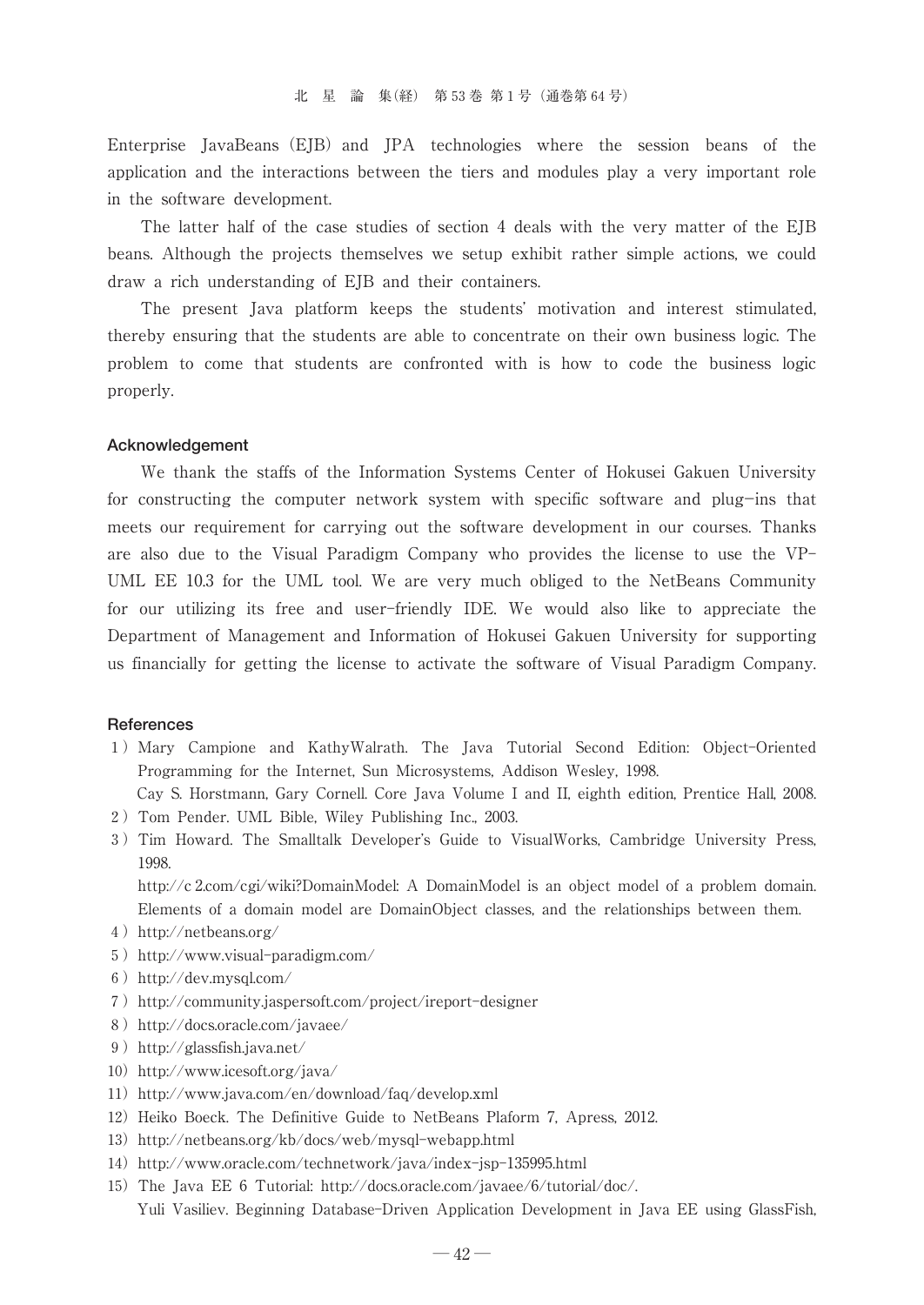Enterprise JavaBeans (EJB) and JPA technologies where the session beans of the application and the interactions between the tiers and modules play a very important role in the software development.

The latter half of the case studies of section 4 deals with the very matter of the EJB beans. Although the projects themselves we setup exhibit rather simple actions, we could draw a rich understanding of EJB and their containers.

The present Java platform keeps the students' motivation and interest stimulated, thereby ensuring that the students are able to concentrate on their own business logic. The problem to come that students are confronted with is how to code the business logic properly.

### Acknowledgement

We thank the staffs of the Information Systems Center of Hokusei Gakuen University for constructing the computer network system with specific software and plug-ins that meets our requirement for carrying out the software development in our courses. Thanks are also due to the Visual Paradigm Company who provides the license to use the VP-UML EE 10.3 for the UML tool. We are very much obliged to the NetBeans Community for our utilizing its free and user-friendly IDE. We would also like to appreciate the Department of Management and Information of Hokusei Gakuen University for supporting us financially for getting the license to activate the software of Visual Paradigm Company.

### References

1) Mary Campione and KathyWalrath. The Java Tutorial Second Edition: Object-Oriented Programming for the Internet, Sun Microsystems, Addison Wesley, 1998.
   Cay S. Horstmann, Gary Cornell. Core Java Volume I and II, eighth edition, Prentice Hall, 2008.
2) Tom Pender. UML Bible, Wiley Publishing Inc., 2003.
3) Tim Howard. The Smalltalk Developer's Guide to VisualWorks, Cambridge University Press, 1998.
   http://c 2.com/cgi/wiki?DomainModel: A DomainModel is an object model of a problem domain. Elements of a domain model are DomainObject classes, and the relationships between them.
4) http://netbeans.org/
5) http://www.visual-paradigm.com/
6) http://dev.mysql.com/
7) http://community.jaspersoft.com/project/ireport-designer
8) http://docs.oracle.com/javaee/
9) http://glassfish.java.net/
10) http://www.icesoft.org/java/
11) http://www.java.com/en/download/faq/develop.xml
12) Heiko Boeck. The Definitive Guide to NetBeans Plaform 7, Apress, 2012.
13) http://netbeans.org/kb/docs/web/mysql-webapp.html
14) http://www.oracle.com/technetwork/java/index-jsp-135995.html
15) The Java EE 6 Tutorial: http://docs.oracle.com/javaee/6/tutorial/doc/.
    Yuli Vasiliev. Beginning Database-Driven Application Development in Java EE using GlassFish,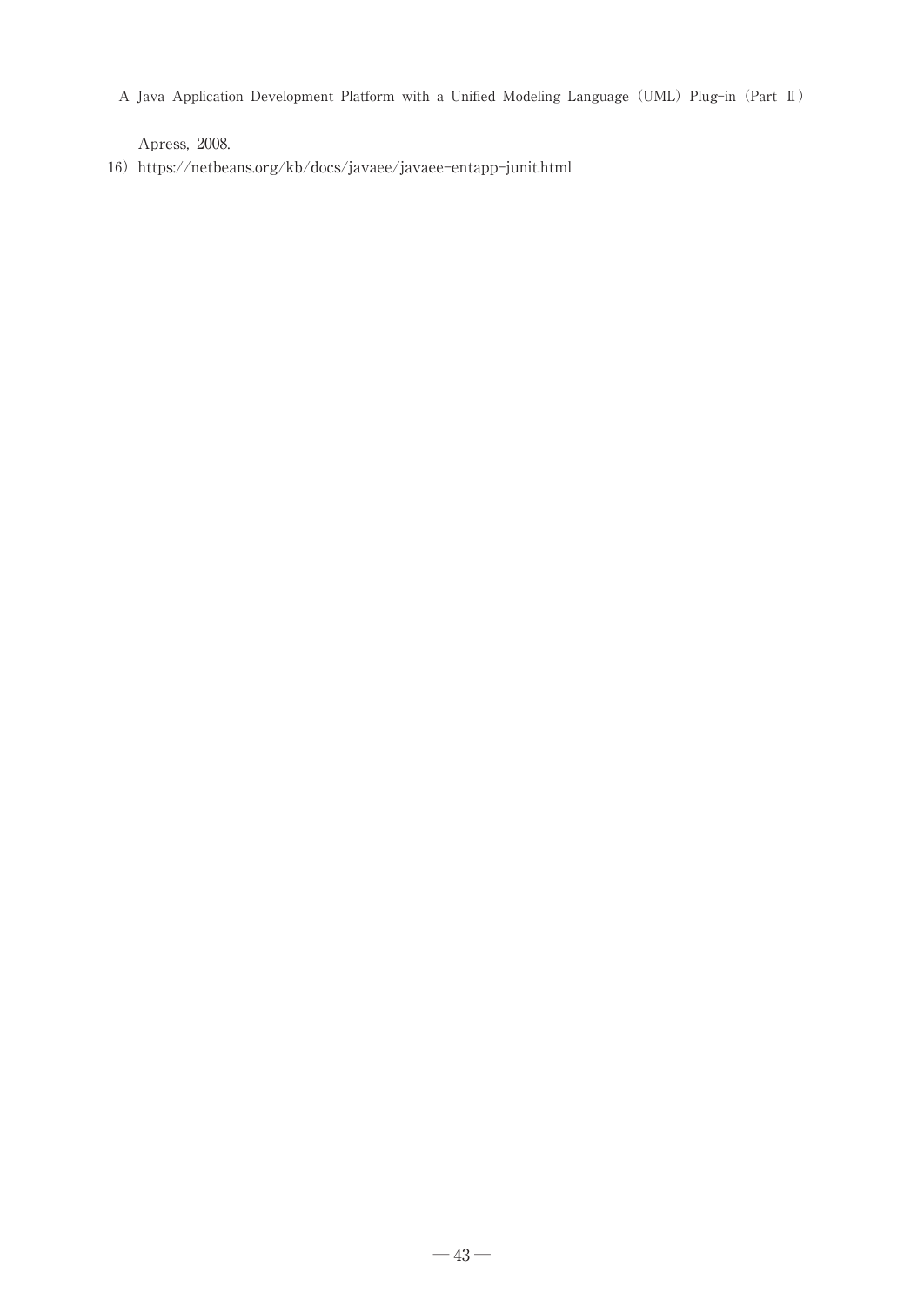A Java Application Development Platform with a Unified Modeling Language (UML) Plug-in (Part Ⅱ)

Apress, 2008.

16) https://netbeans.org/kb/docs/javaee/javaee-entapp-junit.html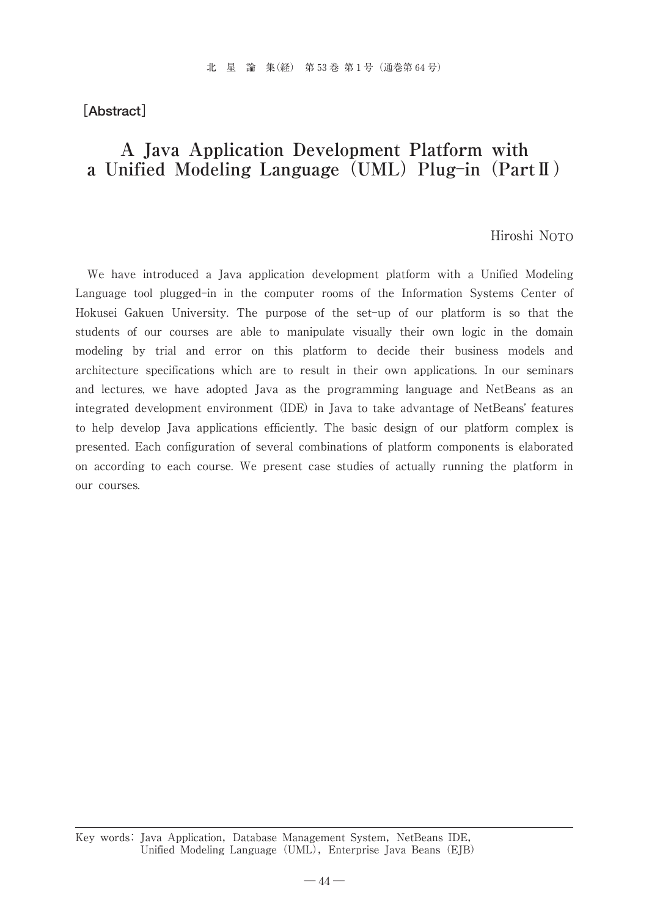[Abstract]

# A Java Application Development Platform with a Unified Modeling Language (UML) Plug-in (Part II)

Hiroshi NOTO

We have introduced a Java application development platform with a Unified Modeling Language tool plugged-in in the computer rooms of the Information Systems Center of Hokusei Gakuen University. The purpose of the set-up of our platform is so that the students of our courses are able to manipulate visually their own logic in the domain modeling by trial and error on this platform to decide their business models and architecture specifications which are to result in their own applications. In our seminars and lectures, we have adopted Java as the programming language and NetBeans as an integrated development environment (IDE) in Java to take advantage of NetBeans' features to help develop Java applications efficiently. The basic design of our platform complex is presented. Each configuration of several combinations of platform components is elaborated on according to each course. We present case studies of actually running the platform in our courses.

---

Key words: Java Application, Database Management System, NetBeans IDE, Unified Modeling Language (UML), Enterprise Java Beans (EJB)